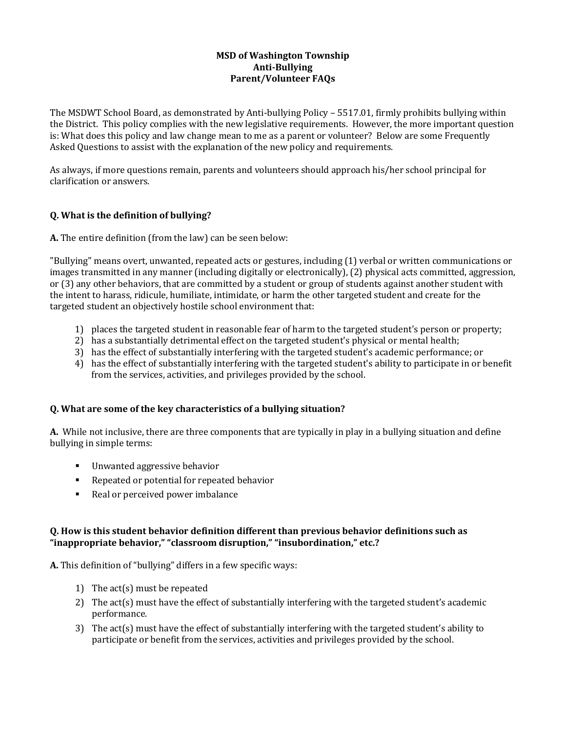# MSD of Washington Township
## Anti-Bullying
## Parent/Volunteer FAQs

The MSDWT School Board, as demonstrated by Anti-bullying Policy – 5517.01, firmly prohibits bullying within the District. This policy complies with the new legislative requirements. However, the more important question is: What does this policy and law change mean to me as a parent or volunteer? Below are some Frequently Asked Questions to assist with the explanation of the new policy and requirements.

As always, if more questions remain, parents and volunteers should approach his/her school principal for clarification or answers.

### Q. What is the definition of bullying?

**A.** The entire definition (from the law) can be seen below:

"Bullying" means overt, unwanted, repeated acts or gestures, including (1) verbal or written communications or images transmitted in any manner (including digitally or electronically), (2) physical acts committed, aggression, or (3) any other behaviors, that are committed by a student or group of students against another student with the intent to harass, ridicule, humiliate, intimidate, or harm the other targeted student and create for the targeted student an objectively hostile school environment that:

1) places the targeted student in reasonable fear of harm to the targeted student's person or property;
2) has a substantially detrimental effect on the targeted student's physical or mental health;
3) has the effect of substantially interfering with the targeted student's academic performance; or
4) has the effect of substantially interfering with the targeted student's ability to participate in or benefit from the services, activities, and privileges provided by the school.

### Q. What are some of the key characteristics of a bullying situation?

**A.** While not inclusive, there are three components that are typically in play in a bullying situation and define bullying in simple terms:

- Unwanted aggressive behavior
- Repeated or potential for repeated behavior
- Real or perceived power imbalance

### Q. How is this student behavior definition different than previous behavior definitions such as "inappropriate behavior," "classroom disruption," "insubordination," etc.?

**A.** This definition of "bullying" differs in a few specific ways:

1) The act(s) must be repeated
2) The act(s) must have the effect of substantially interfering with the targeted student's academic performance.
3) The act(s) must have the effect of substantially interfering with the targeted student's ability to participate or benefit from the services, activities and privileges provided by the school.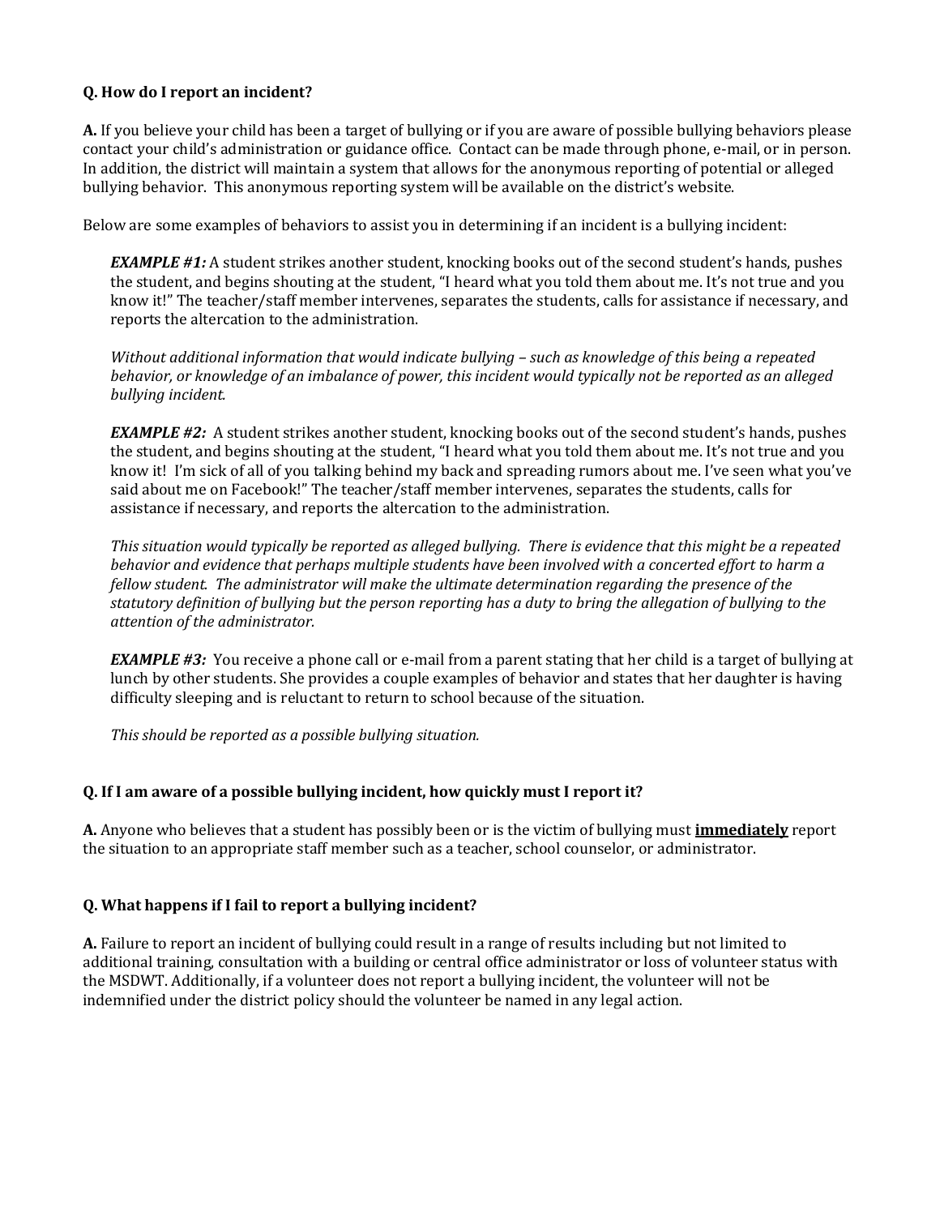**Q. How do I report an incident?**

**A.** If you believe your child has been a target of bullying or if you are aware of possible bullying behaviors please contact your child's administration or guidance office. Contact can be made through phone, e-mail, or in person. In addition, the district will maintain a system that allows for the anonymous reporting of potential or alleged bullying behavior. This anonymous reporting system will be available on the district's website.

Below are some examples of behaviors to assist you in determining if an incident is a bullying incident:

> ***EXAMPLE #1:*** A student strikes another student, knocking books out of the second student's hands, pushes the student, and begins shouting at the student, "I heard what you told them about me. It's not true and you know it!" The teacher/staff member intervenes, separates the students, calls for assistance if necessary, and reports the altercation to the administration.
>
> *Without additional information that would indicate bullying – such as knowledge of this being a repeated behavior, or knowledge of an imbalance of power, this incident would typically not be reported as an alleged bullying incident.*
>
> ***EXAMPLE #2:*** A student strikes another student, knocking books out of the second student's hands, pushes the student, and begins shouting at the student, "I heard what you told them about me. It's not true and you know it! I'm sick of all of you talking behind my back and spreading rumors about me. I've seen what you've said about me on Facebook!" The teacher/staff member intervenes, separates the students, calls for assistance if necessary, and reports the altercation to the administration.
>
> *This situation would typically be reported as alleged bullying. There is evidence that this might be a repeated behavior and evidence that perhaps multiple students have been involved with a concerted effort to harm a fellow student. The administrator will make the ultimate determination regarding the presence of the statutory definition of bullying but the person reporting has a duty to bring the allegation of bullying to the attention of the administrator.*
>
> ***EXAMPLE #3:*** You receive a phone call or e-mail from a parent stating that her child is a target of bullying at lunch by other students. She provides a couple examples of behavior and states that her daughter is having difficulty sleeping and is reluctant to return to school because of the situation.
>
> *This should be reported as a possible bullying situation.*

**Q. If I am aware of a possible bullying incident, how quickly must I report it?**

**A.** Anyone who believes that a student has possibly been or is the victim of bullying must <u>**immediately**</u> report the situation to an appropriate staff member such as a teacher, school counselor, or administrator.

**Q. What happens if I fail to report a bullying incident?**

**A.** Failure to report an incident of bullying could result in a range of results including but not limited to additional training, consultation with a building or central office administrator or loss of volunteer status with the MSDWT. Additionally, if a volunteer does not report a bullying incident, the volunteer will not be indemnified under the district policy should the volunteer be named in any legal action.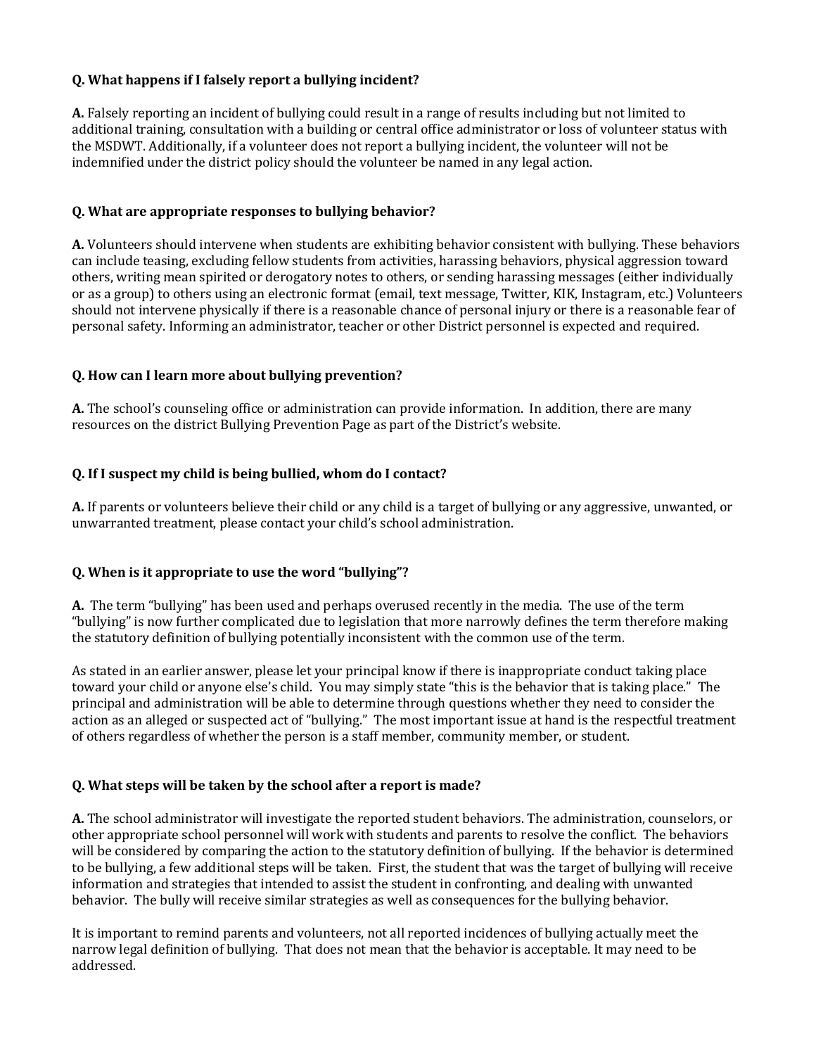**Q. What happens if I falsely report a bullying incident?**

**A.** Falsely reporting an incident of bullying could result in a range of results including but not limited to additional training, consultation with a building or central office administrator or loss of volunteer status with the MSDWT. Additionally, if a volunteer does not report a bullying incident, the volunteer will not be indemnified under the district policy should the volunteer be named in any legal action.

**Q. What are appropriate responses to bullying behavior?**

**A.** Volunteers should intervene when students are exhibiting behavior consistent with bullying. These behaviors can include teasing, excluding fellow students from activities, harassing behaviors, physical aggression toward others, writing mean spirited or derogatory notes to others, or sending harassing messages (either individually or as a group) to others using an electronic format (email, text message, Twitter, KIK, Instagram, etc.) Volunteers should not intervene physically if there is a reasonable chance of personal injury or there is a reasonable fear of personal safety. Informing an administrator, teacher or other District personnel is expected and required.

**Q. How can I learn more about bullying prevention?**

**A.** The school's counseling office or administration can provide information. In addition, there are many resources on the district Bullying Prevention Page as part of the District's website.

**Q. If I suspect my child is being bullied, whom do I contact?**

**A.** If parents or volunteers believe their child or any child is a target of bullying or any aggressive, unwanted, or unwarranted treatment, please contact your child's school administration.

**Q. When is it appropriate to use the word "bullying"?**

**A.** The term "bullying" has been used and perhaps overused recently in the media. The use of the term "bullying" is now further complicated due to legislation that more narrowly defines the term therefore making the statutory definition of bullying potentially inconsistent with the common use of the term.

As stated in an earlier answer, please let your principal know if there is inappropriate conduct taking place toward your child or anyone else's child. You may simply state "this is the behavior that is taking place." The principal and administration will be able to determine through questions whether they need to consider the action as an alleged or suspected act of "bullying." The most important issue at hand is the respectful treatment of others regardless of whether the person is a staff member, community member, or student.

**Q. What steps will be taken by the school after a report is made?**

**A.** The school administrator will investigate the reported student behaviors. The administration, counselors, or other appropriate school personnel will work with students and parents to resolve the conflict. The behaviors will be considered by comparing the action to the statutory definition of bullying. If the behavior is determined to be bullying, a few additional steps will be taken. First, the student that was the target of bullying will receive information and strategies that intended to assist the student in confronting, and dealing with unwanted behavior. The bully will receive similar strategies as well as consequences for the bullying behavior.

It is important to remind parents and volunteers, not all reported incidences of bullying actually meet the narrow legal definition of bullying. That does not mean that the behavior is acceptable. It may need to be addressed.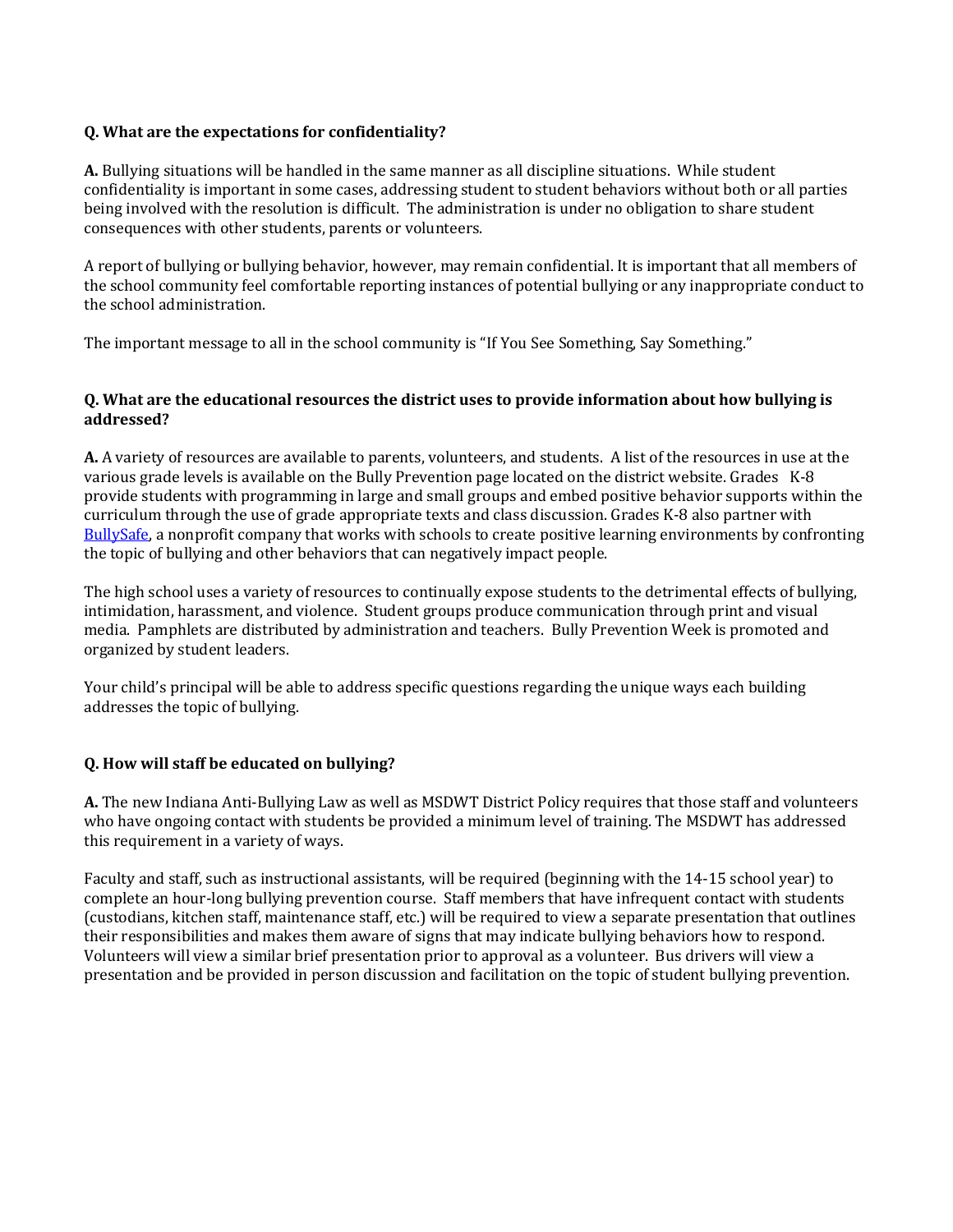**Q. What are the expectations for confidentiality?**

**A.** Bullying situations will be handled in the same manner as all discipline situations. While student confidentiality is important in some cases, addressing student to student behaviors without both or all parties being involved with the resolution is difficult. The administration is under no obligation to share student consequences with other students, parents or volunteers.

A report of bullying or bullying behavior, however, may remain confidential. It is important that all members of the school community feel comfortable reporting instances of potential bullying or any inappropriate conduct to the school administration.

The important message to all in the school community is "If You See Something, Say Something."

**Q. What are the educational resources the district uses to provide information about how bullying is addressed?**

**A.** A variety of resources are available to parents, volunteers, and students. A list of the resources in use at the various grade levels is available on the Bully Prevention page located on the district website. Grades K-8 provide students with programming in large and small groups and embed positive behavior supports within the curriculum through the use of grade appropriate texts and class discussion. Grades K-8 also partner with BullySafe, a nonprofit company that works with schools to create positive learning environments by confronting the topic of bullying and other behaviors that can negatively impact people.

The high school uses a variety of resources to continually expose students to the detrimental effects of bullying, intimidation, harassment, and violence. Student groups produce communication through print and visual media. Pamphlets are distributed by administration and teachers. Bully Prevention Week is promoted and organized by student leaders.

Your child's principal will be able to address specific questions regarding the unique ways each building addresses the topic of bullying.

**Q. How will staff be educated on bullying?**

**A.** The new Indiana Anti-Bullying Law as well as MSDWT District Policy requires that those staff and volunteers who have ongoing contact with students be provided a minimum level of training. The MSDWT has addressed this requirement in a variety of ways.

Faculty and staff, such as instructional assistants, will be required (beginning with the 14-15 school year) to complete an hour-long bullying prevention course. Staff members that have infrequent contact with students (custodians, kitchen staff, maintenance staff, etc.) will be required to view a separate presentation that outlines their responsibilities and makes them aware of signs that may indicate bullying behaviors how to respond. Volunteers will view a similar brief presentation prior to approval as a volunteer. Bus drivers will view a presentation and be provided in person discussion and facilitation on the topic of student bullying prevention.